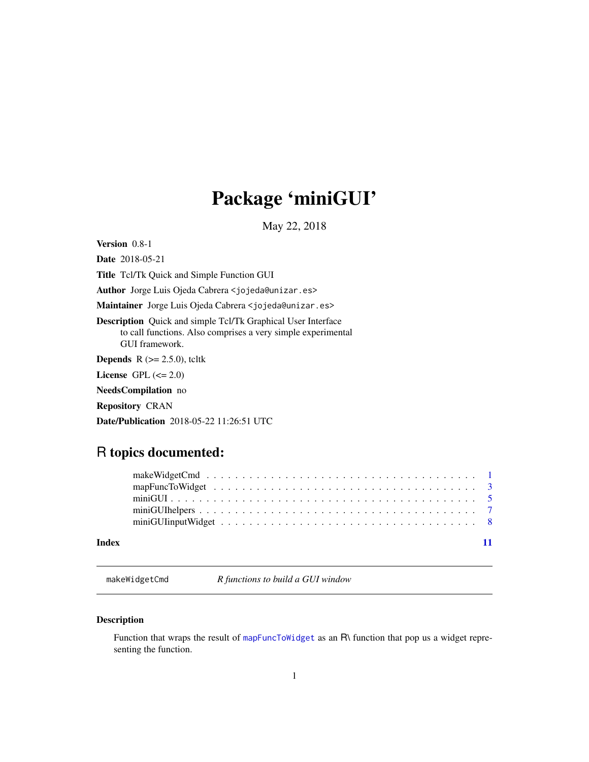# Package 'miniGUI'

May 22, 2018

**Version** 0.8-1

**Date** 2018-05-21

**Title** Tcl/Tk Quick and Simple Function GUI

**Author** Jorge Luis Ojeda Cabrera <jojeda@unizar.es>

**Maintainer** Jorge Luis Ojeda Cabrera <jojeda@unizar.es>

**Description** Quick and simple Tcl/Tk Graphical User Interface to call functions. Also comprises a very simple experimental GUI framework.

**Depends** R (>= 2.5.0), tcltk

**License** GPL (<= 2.0)

**NeedsCompilation** no

**Repository** CRAN

**Date/Publication** 2018-05-22 11:26:51 UTC

## R topics documented:

- makeWidgetCmd . . . . . . . . . . . . . . . . . . . . . . . . . . . . . . . . . . . . 1
- mapFuncToWidget . . . . . . . . . . . . . . . . . . . . . . . . . . . . . . . . . . . 3
- miniGUI . . . . . . . . . . . . . . . . . . . . . . . . . . . . . . . . . . . . . . . . 5
- miniGUIhelpers . . . . . . . . . . . . . . . . . . . . . . . . . . . . . . . . . . . . 7
- miniGUIinputWidget . . . . . . . . . . . . . . . . . . . . . . . . . . . . . . . . . 8

**Index** 11

---

`makeWidgetCmd` *R functions to build a GUI window*

---

### Description

Function that wraps the result of `mapFuncToWidget` as an R\ function that pop us a widget representing the function.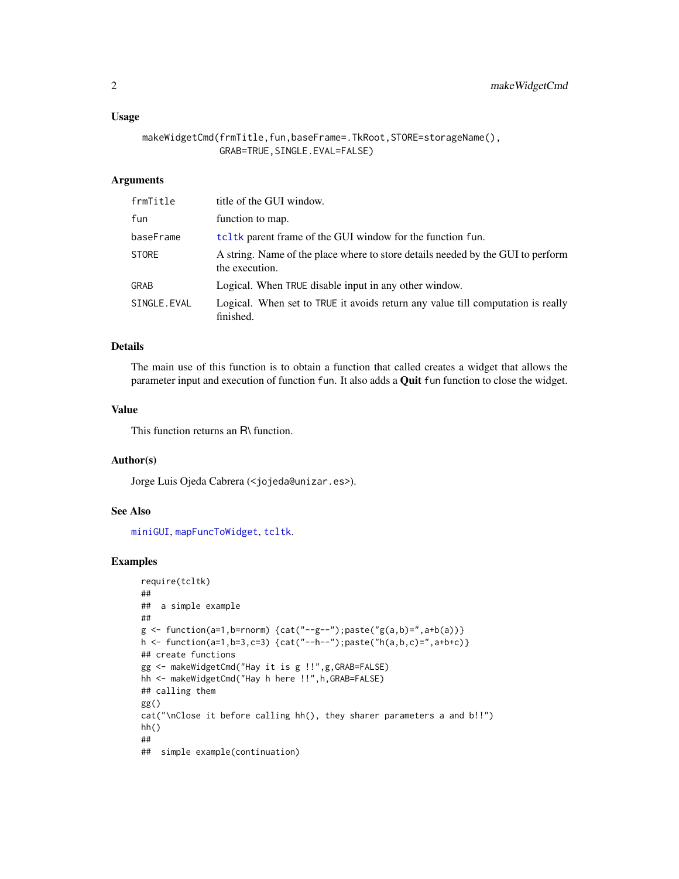### Usage

```
makeWidgetCmd(frmTitle,fun,baseFrame=.TkRoot,STORE=storageName(),
              GRAB=TRUE,SINGLE.EVAL=FALSE)
```

### Arguments

| | |
|---|---|
| frmTitle | title of the GUI window. |
| fun | function to map. |
| baseFrame | tcltk parent frame of the GUI window for the function fun. |
| STORE | A string. Name of the place where to store details needed by the GUI to perform the execution. |
| GRAB | Logical. When TRUE disable input in any other window. |
| SINGLE.EVAL | Logical. When set to TRUE it avoids return any value till computation is really finished. |

### Details

The main use of this function is to obtain a function that called creates a widget that allows the parameter input and execution of function fun. It also adds a **Quit** fun function to close the widget.

### Value

This function returns an R\ function.

### Author(s)

Jorge Luis Ojeda Cabrera (<jojeda@unizar.es>).

### See Also

miniGUI, mapFuncToWidget, tcltk.

### Examples

```
require(tcltk)
##
##  a simple example
##
g <- function(a=1,b=rnorm) {cat("--g--");paste("g(a,b)=",a+b(a))}
h <- function(a=1,b=3,c=3) {cat("--h--");paste("h(a,b,c)=",a+b+c)}
## create functions
gg <- makeWidgetCmd("Hay it is g !!",g,GRAB=FALSE)
hh <- makeWidgetCmd("Hay h here !!",h,GRAB=FALSE)
## calling them
gg()
cat("\nClose it before calling hh(), they sharer parameters a and b!!")
hh()
##
##  simple example(continuation)
```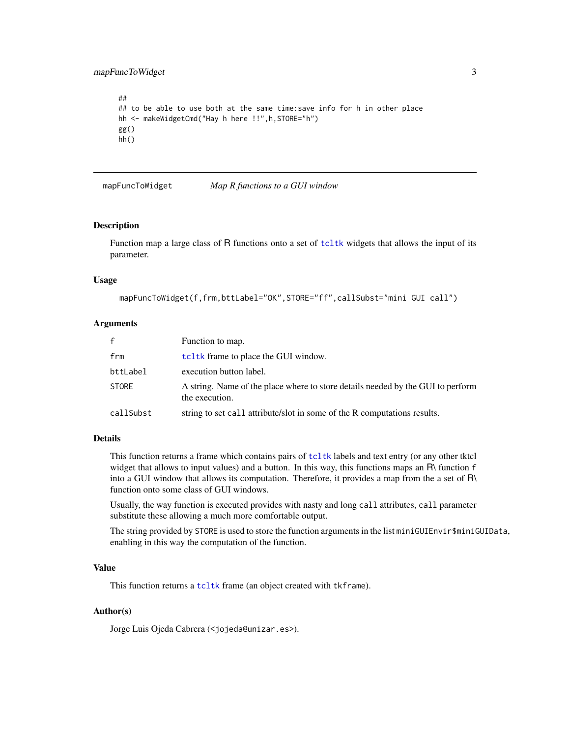```
##
## to be able to use both at the same time:save info for h in other place
hh <- makeWidgetCmd("Hay h here !!",h,STORE="h")
gg()
hh()
```

## mapFuncToWidget — *Map R functions to a GUI window*

### Description

Function map a large class of R functions onto a set of tcltk widgets that allows the input of its parameter.

### Usage

```
mapFuncToWidget(f,frm,bttLabel="OK",STORE="ff",callSubst="mini GUI call")
```

### Arguments

| | |
|---|---|
| f | Function to map. |
| frm | tcltk frame to place the GUI window. |
| bttLabel | execution button label. |
| STORE | A string. Name of the place where to store details needed by the GUI to perform the execution. |
| callSubst | string to set `call` attribute/slot in some of the R computations results. |

### Details

This function returns a frame which contains pairs of tcltk labels and text entry (or any other tktcl widget that allows to input values) and a button. In this way, this functions maps an R\ function `f` into a GUI window that allows its computation. Therefore, it provides a map from the a set of R\ function onto some class of GUI windows.

Usually, the way function is executed provides with nasty and long `call` attributes, `call` parameter substitute these allowing a much more comfortable output.

The string provided by `STORE` is used to store the function arguments in the list `miniGUIEnvir$miniGUIData`, enabling in this way the computation of the function.

### Value

This function returns a tcltk frame (an object created with `tkframe`).

### Author(s)

Jorge Luis Ojeda Cabrera (<jojeda@unizar.es>).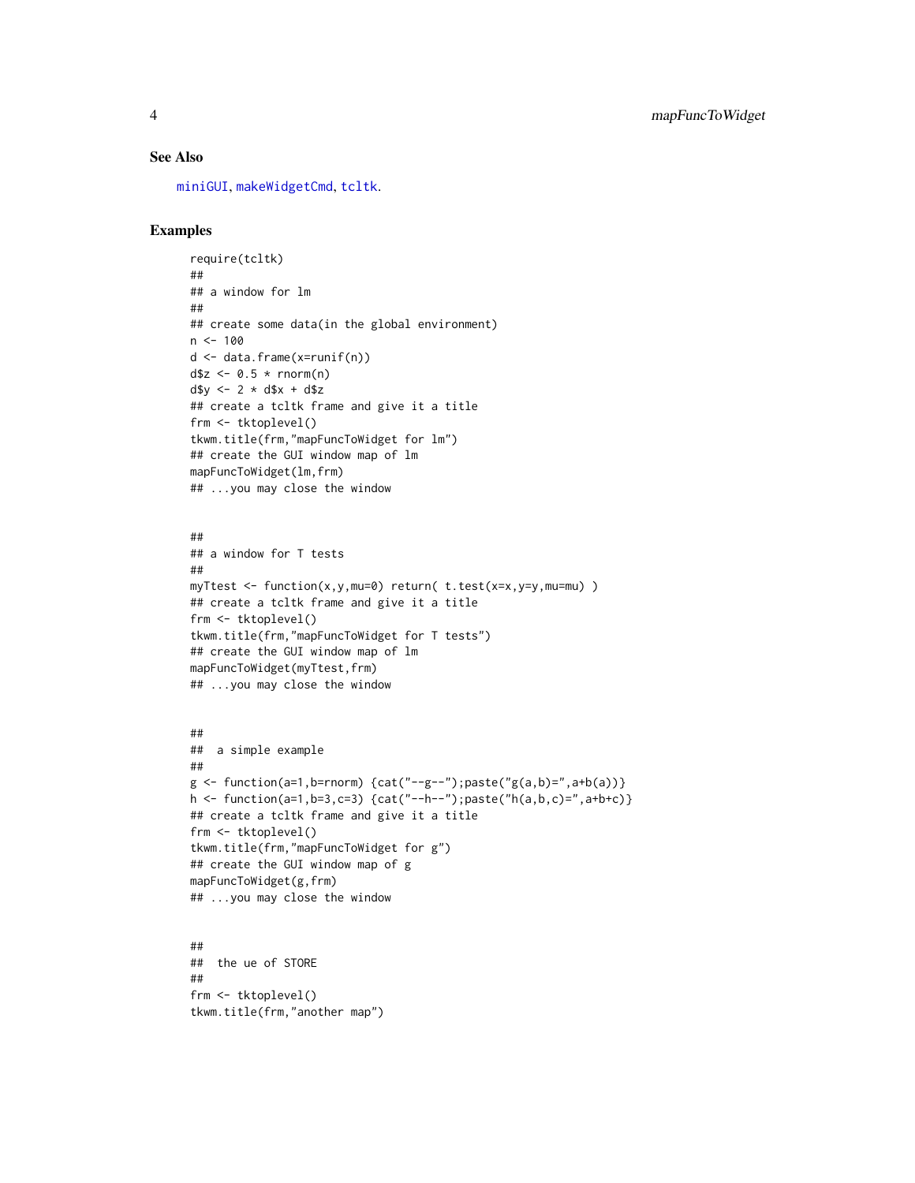## See Also

miniGUI, makeWidgetCmd, tcltk.

## Examples

```
require(tcltk)
##
## a window for lm
##
## create some data(in the global environment)
n <- 100
d <- data.frame(x=runif(n))
d$z <- 0.5 * rnorm(n)
d$y <- 2 * d$x + d$z
## create a tcltk frame and give it a title
frm <- tktoplevel()
tkwm.title(frm,"mapFuncToWidget for lm")
## create the GUI window map of lm
mapFuncToWidget(lm,frm)
## ...you may close the window


##
## a window for T tests
##
myTtest <- function(x,y,mu=0) return( t.test(x=x,y=y,mu=mu) )
## create a tcltk frame and give it a title
frm <- tktoplevel()
tkwm.title(frm,"mapFuncToWidget for T tests")
## create the GUI window map of lm
mapFuncToWidget(myTtest,frm)
## ...you may close the window


##
##  a simple example
##
g <- function(a=1,b=rnorm) {cat("--g--");paste("g(a,b)=",a+b(a))}
h <- function(a=1,b=3,c=3) {cat("--h--");paste("h(a,b,c)=",a+b+c)}
## create a tcltk frame and give it a title
frm <- tktoplevel()
tkwm.title(frm,"mapFuncToWidget for g")
## create the GUI window map of g
mapFuncToWidget(g,frm)
## ...you may close the window


##
##  the ue of STORE
##
frm <- tktoplevel()
tkwm.title(frm,"another map")
```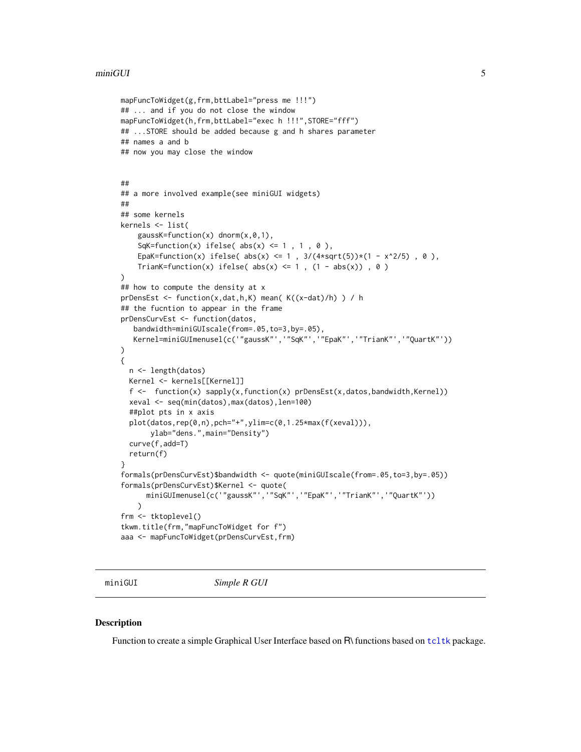```
mapFuncToWidget(g,frm,bttLabel="press me !!!")
## ... and if you do not close the window
mapFuncToWidget(h,frm,bttLabel="exec h !!!",STORE="fff")
## ...STORE should be added because g and h shares parameter
## names a and b
## now you may close the window


##
## a more involved example(see miniGUI widgets)
##
## some kernels
kernels <- list(
    gaussK=function(x) dnorm(x,0,1),
    SqK=function(x) ifelse( abs(x) <= 1 , 1 , 0 ),
    EpaK=function(x) ifelse( abs(x) <= 1 , 3/(4*sqrt(5))*(1 - x^2/5) , 0 ),
    TrianK=function(x) ifelse( abs(x) <= 1 , (1 - abs(x)) , 0 )
)
## how to compute the density at x
prDensEst <- function(x,dat,h,K) mean( K((x-dat)/h) ) / h
## the fucntion to appear in the frame
prDensCurvEst <- function(datos,
   bandwidth=miniGUIscale(from=.05,to=3,by=.05),
   Kernel=miniGUImenusel(c('"gaussK"','"SqK"','"EpaK"','"TrianK"','"QuartK"'))
)
{
  n <- length(datos)
  Kernel <- kernels[[Kernel]]
  f <-  function(x) sapply(x,function(x) prDensEst(x,datos,bandwidth,Kernel))
  xeval <- seq(min(datos),max(datos),len=100)
  ##plot pts in x axis
  plot(datos,rep(0,n),pch="+",ylim=c(0,1.25*max(f(xeval))),
       ylab="dens.",main="Density")
  curve(f,add=T)
  return(f)
}
formals(prDensCurvEst)$bandwidth <- quote(miniGUIscale(from=.05,to=3,by=.05))
formals(prDensCurvEst)$Kernel <- quote(
      miniGUImenusel(c('"gaussK"','"SqK"','"EpaK"','"TrianK"','"QuartK"'))
    )
frm <- tktoplevel()
tkwm.title(frm,"mapFuncToWidget for f")
aaa <- mapFuncToWidget(prDensCurvEst,frm)
```

---

## miniGUI — *Simple R GUI*

### Description

Function to create a simple Graphical User Interface based on R\ functions based on tcltk package.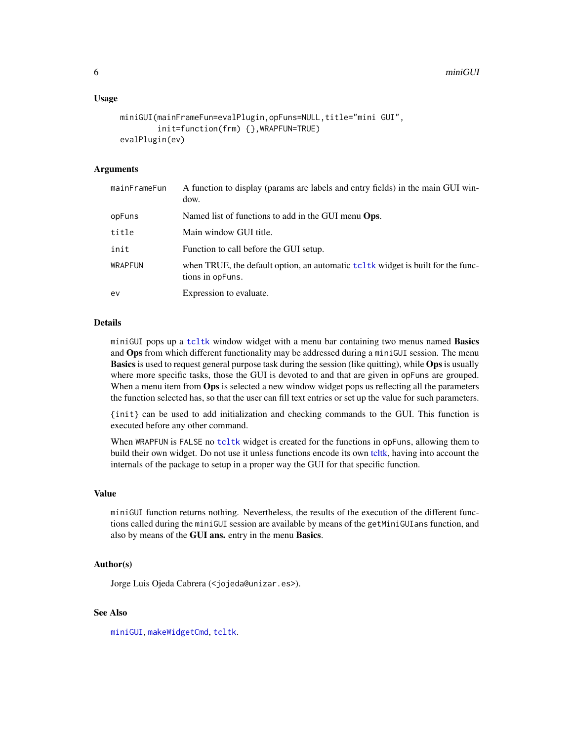### Usage

```
miniGUI(mainFrameFun=evalPlugin,opFuns=NULL,title="mini GUI",
        init=function(frm) {},WRAPFUN=TRUE)
evalPlugin(ev)
```

### Arguments

| | |
|---|---|
| mainFrameFun | A function to display (params are labels and entry fields) in the main GUI window. |
| opFuns | Named list of functions to add in the GUI menu **Ops**. |
| title | Main window GUI title. |
| init | Function to call before the GUI setup. |
| WRAPFUN | when TRUE, the default option, an automatic tcltk widget is built for the functions in opFuns. |
| ev | Expression to evaluate. |

### Details

miniGUI pops up a tcltk window widget with a menu bar containing two menus named **Basics** and **Ops** from which different functionality may be addressed during a miniGUI session. The menu **Basics** is used to request general purpose task during the session (like quitting), while **Ops** is usually where more specific tasks, those the GUI is devoted to and that are given in opFuns are grouped. When a menu item from **Ops** is selected a new window widget pops us reflecting all the parameters the function selected has, so that the user can fill text entries or set up the value for such parameters.

{init} can be used to add initialization and checking commands to the GUI. This function is executed before any other command.

When WRAPFUN is FALSE no tcltk widget is created for the functions in opFuns, allowing them to build their own widget. Do not use it unless functions encode its own tcltk, having into account the internals of the package to setup in a proper way the GUI for that specific function.

### Value

miniGUI function returns nothing. Nevertheless, the results of the execution of the different functions called during the miniGUI session are available by means of the getMiniGUIans function, and also by means of the **GUI ans.** entry in the menu **Basics**.

### Author(s)

Jorge Luis Ojeda Cabrera (<jojeda@unizar.es>).

### See Also

miniGUI, makeWidgetCmd, tcltk.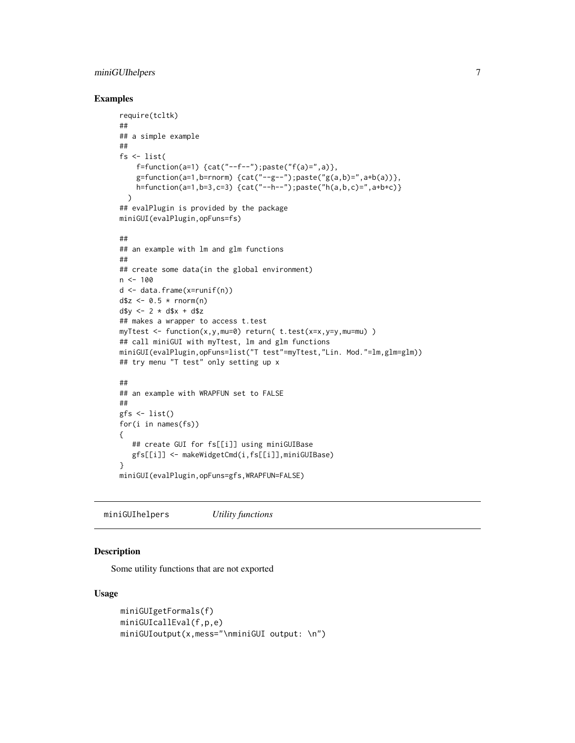### Examples

```
require(tcltk)
##
## a simple example
##
fs <- list(
    f=function(a=1) {cat("--f--");paste("f(a)=",a)},
    g=function(a=1,b=rnorm) {cat("--g--");paste("g(a,b)=",a+b(a))},
    h=function(a=1,b=3,c=3) {cat("--h--");paste("h(a,b,c)=",a+b+c)}
  )
## evalPlugin is provided by the package
miniGUI(evalPlugin,opFuns=fs)

##
## an example with lm and glm functions
##
## create some data(in the global environment)
n <- 100
d <- data.frame(x=runif(n))
d$z <- 0.5 * rnorm(n)
d$y <- 2 * d$x + d$z
## makes a wrapper to access t.test
myTtest <- function(x,y,mu=0) return( t.test(x=x,y=y,mu=mu) )
## call miniGUI with myTtest, lm and glm functions
miniGUI(evalPlugin,opFuns=list("T test"=myTtest,"Lin. Mod."=lm,glm=glm))
## try menu "T test" only setting up x

##
## an example with WRAPFUN set to FALSE
##
gfs <- list()
for(i in names(fs))
{
   ## create GUI for fs[[i]] using miniGUIBase
   gfs[[i]] <- makeWidgetCmd(i,fs[[i]],miniGUIBase)
}
miniGUI(evalPlugin,opFuns=gfs,WRAPFUN=FALSE)
```

---

## miniGUIhelpers *Utility functions*

### Description

Some utility functions that are not exported

### Usage

```
miniGUIgetFormals(f)
miniGUIcallEval(f,p,e)
miniGUIoutput(x,mess="\nminiGUI output: \n")
```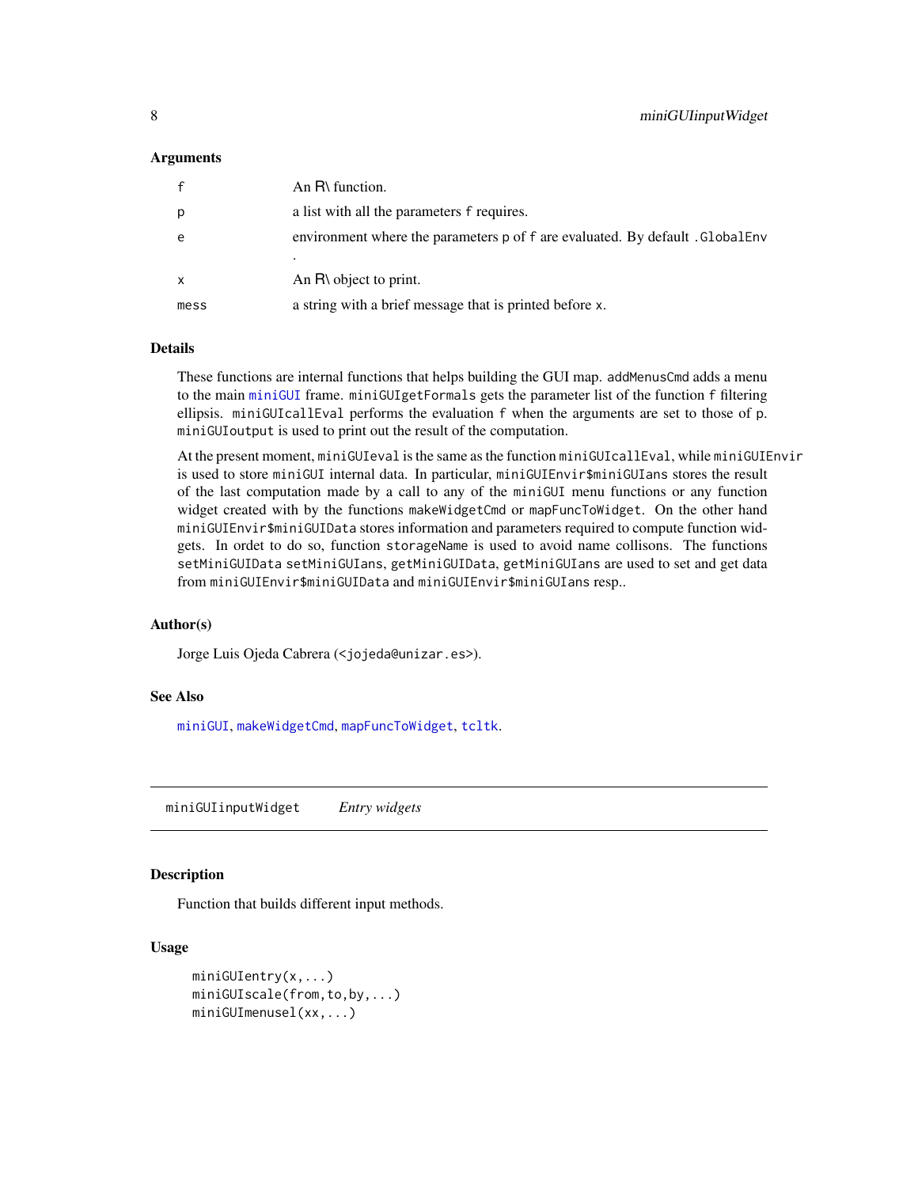### Arguments

| | |
|---|---|
| f | An R\ function. |
| p | a list with all the parameters f requires. |
| e | environment where the parameters p of f are evaluated. By default .GlobalEnv . |
| x | An R\ object to print. |
| mess | a string with a brief message that is printed before x. |

### Details

These functions are internal functions that helps building the GUI map. addMenusCmd adds a menu to the main miniGUI frame. miniGUIgetFormals gets the parameter list of the function f filtering ellipsis. miniGUIcallEval performs the evaluation f when the arguments are set to those of p. miniGUIoutput is used to print out the result of the computation.

At the present moment, miniGUIeval is the same as the function miniGUIcallEval, while miniGUIEnvir is used to store miniGUI internal data. In particular, miniGUIEnvir$miniGUIans stores the result of the last computation made by a call to any of the miniGUI menu functions or any function widget created with by the functions makeWidgetCmd or mapFuncToWidget. On the other hand miniGUIEnvir$miniGUIData stores information and parameters required to compute function widgets. In ordet to do so, function storageName is used to avoid name collisons. The functions setMiniGUIData setMiniGUIans, getMiniGUIData, getMiniGUIans are used to set and get data from miniGUIEnvir$miniGUIData and miniGUIEnvir$miniGUIans resp..

### Author(s)

Jorge Luis Ojeda Cabrera (<jojeda@unizar.es>).

### See Also

miniGUI, makeWidgetCmd, mapFuncToWidget, tcltk.

---

## miniGUIinputWidget    *Entry widgets*

### Description

Function that builds different input methods.

### Usage

```
miniGUIentry(x,...)
miniGUIscale(from,to,by,...)
miniGUImenusel(xx,...)
```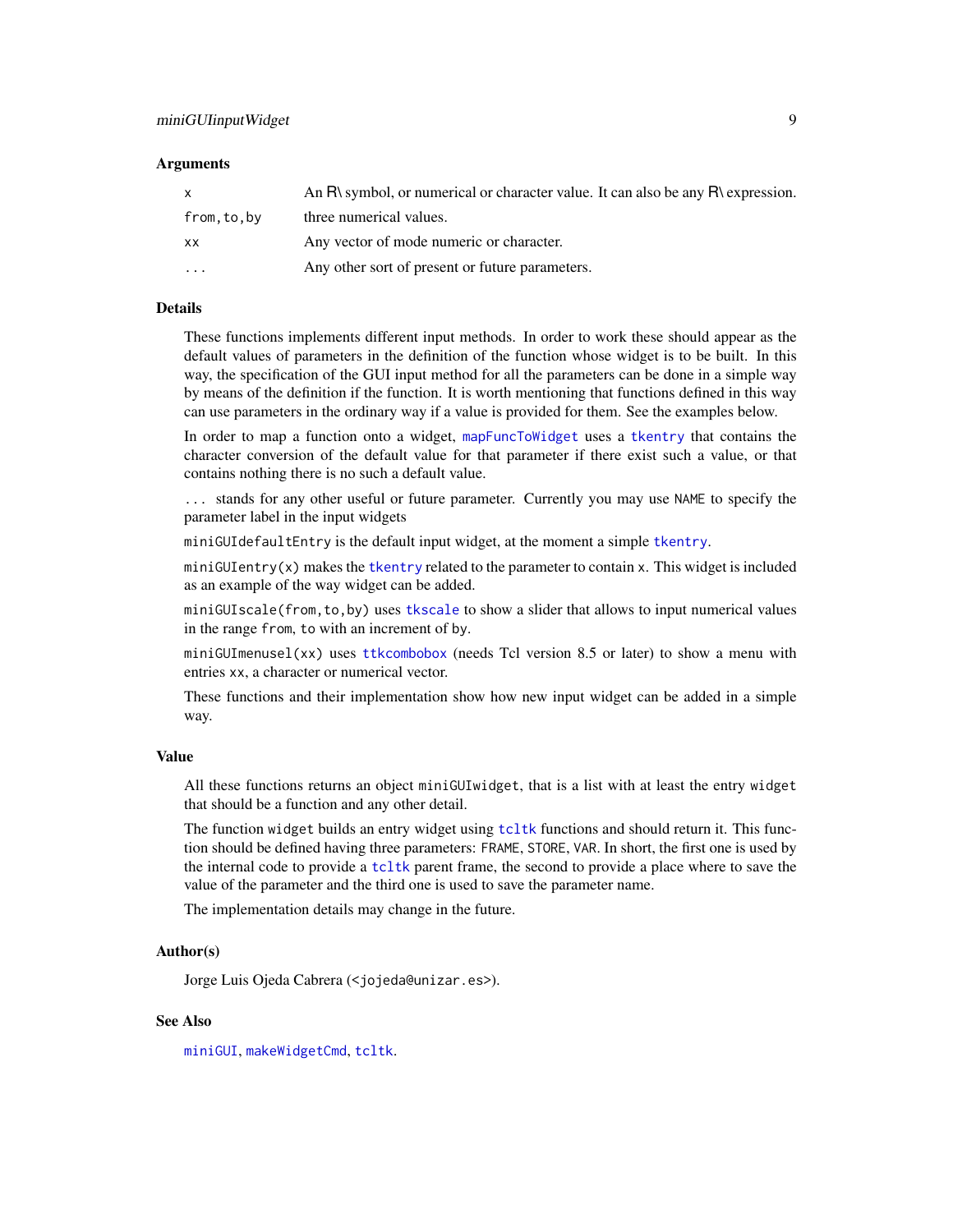### Arguments

| | |
|---|---|
| x | An R\ symbol, or numerical or character value. It can also be any R\ expression. |
| from,to,by | three numerical values. |
| xx | Any vector of mode numeric or character. |
| ... | Any other sort of present or future parameters. |

### Details

These functions implements different input methods. In order to work these should appear as the default values of parameters in the definition of the function whose widget is to be built. In this way, the specification of the GUI input method for all the parameters can be done in a simple way by means of the definition if the function. It is worth mentioning that functions defined in this way can use parameters in the ordinary way if a value is provided for them. See the examples below.

In order to map a function onto a widget, `mapFuncToWidget` uses a `tkentry` that contains the character conversion of the default value for that parameter if there exist such a value, or that contains nothing there is no such a default value.

`...` stands for any other useful or future parameter. Currently you may use `NAME` to specify the parameter label in the input widgets

`miniGUIdefaultEntry` is the default input widget, at the moment a simple `tkentry`.

`miniGUIentry(x)` makes the `tkentry` related to the parameter to contain `x`. This widget is included as an example of the way widget can be added.

`miniGUIscale(from,to,by)` uses `tkscale` to show a slider that allows to input numerical values in the range `from`, `to` with an increment of `by`.

`miniGUImenusel(xx)` uses `ttkcombobox` (needs Tcl version 8.5 or later) to show a menu with entries `xx`, a character or numerical vector.

These functions and their implementation show how new input widget can be added in a simple way.

### Value

All these functions returns an object `miniGUIwidget`, that is a list with at least the entry `widget` that should be a function and any other detail.

The function `widget` builds an entry widget using `tcltk` functions and should return it. This function should be defined having three parameters: `FRAME`, `STORE`, `VAR`. In short, the first one is used by the internal code to provide a `tcltk` parent frame, the second to provide a place where to save the value of the parameter and the third one is used to save the parameter name.

The implementation details may change in the future.

### Author(s)

Jorge Luis Ojeda Cabrera (<jojeda@unizar.es>).

### See Also

`miniGUI`, `makeWidgetCmd`, `tcltk`.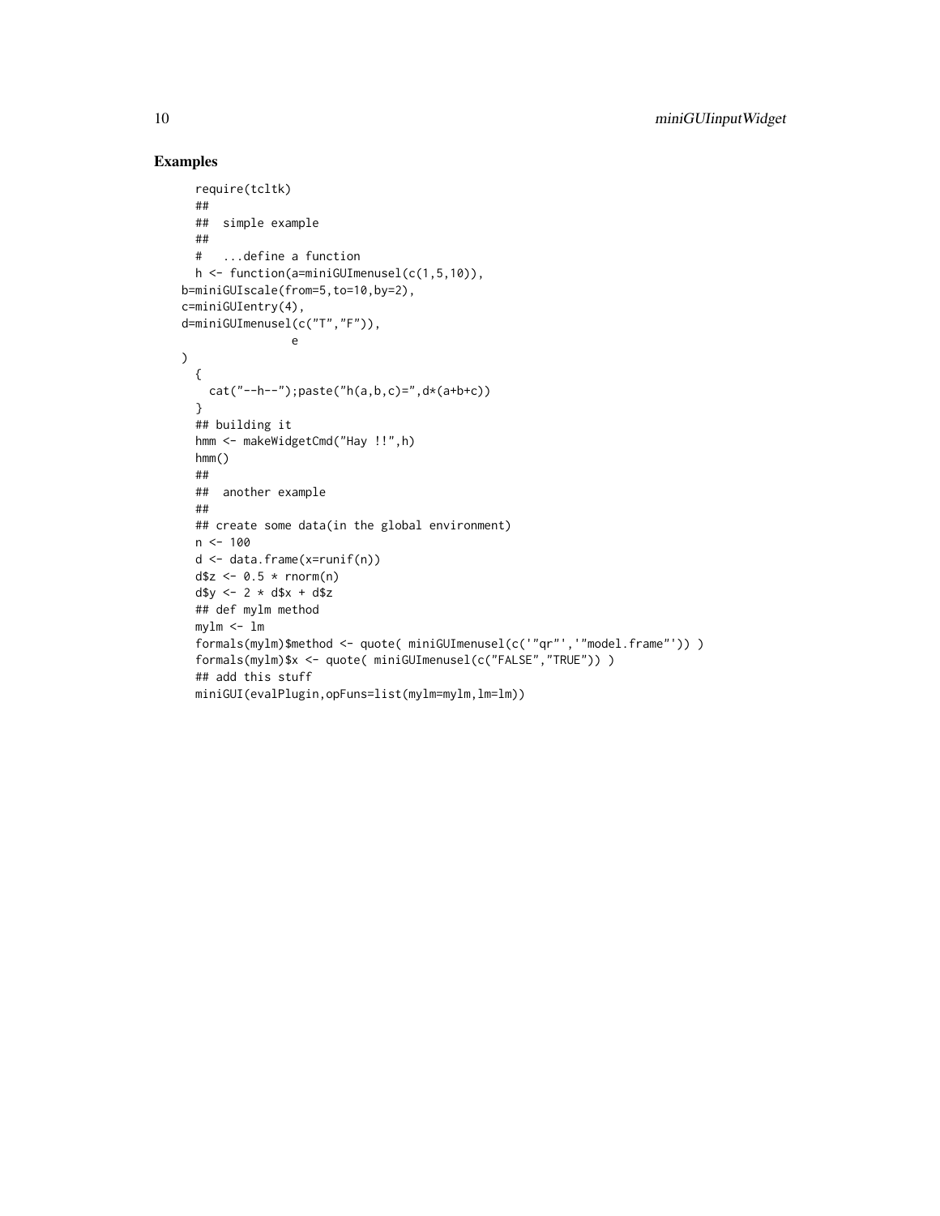## Examples

```
  require(tcltk)
  ##
  ##  simple example
  ##
  #   ...define a function
  h <- function(a=miniGUImenusel(c(1,5,10)),
b=miniGUIscale(from=5,to=10,by=2),
c=miniGUIentry(4),
d=miniGUImenusel(c("T","F")),
               e
)
  {
    cat("--h--");paste("h(a,b,c)=",d*(a+b+c))
  }
  ## building it
  hmm <- makeWidgetCmd("Hay !!",h)
  hmm()
  ##
  ##  another example
  ##
  ## create some data(in the global environment)
  n <- 100
  d <- data.frame(x=runif(n))
  d$z <- 0.5 * rnorm(n)
  d$y <- 2 * d$x + d$z
  ## def mylm method
  mylm <- lm
  formals(mylm)$method <- quote( miniGUImenusel(c('"qr"','"model.frame"')) )
  formals(mylm)$x <- quote( miniGUImenusel(c("FALSE","TRUE")) )
  ## add this stuff
  miniGUI(evalPlugin,opFuns=list(mylm=mylm,lm=lm))
```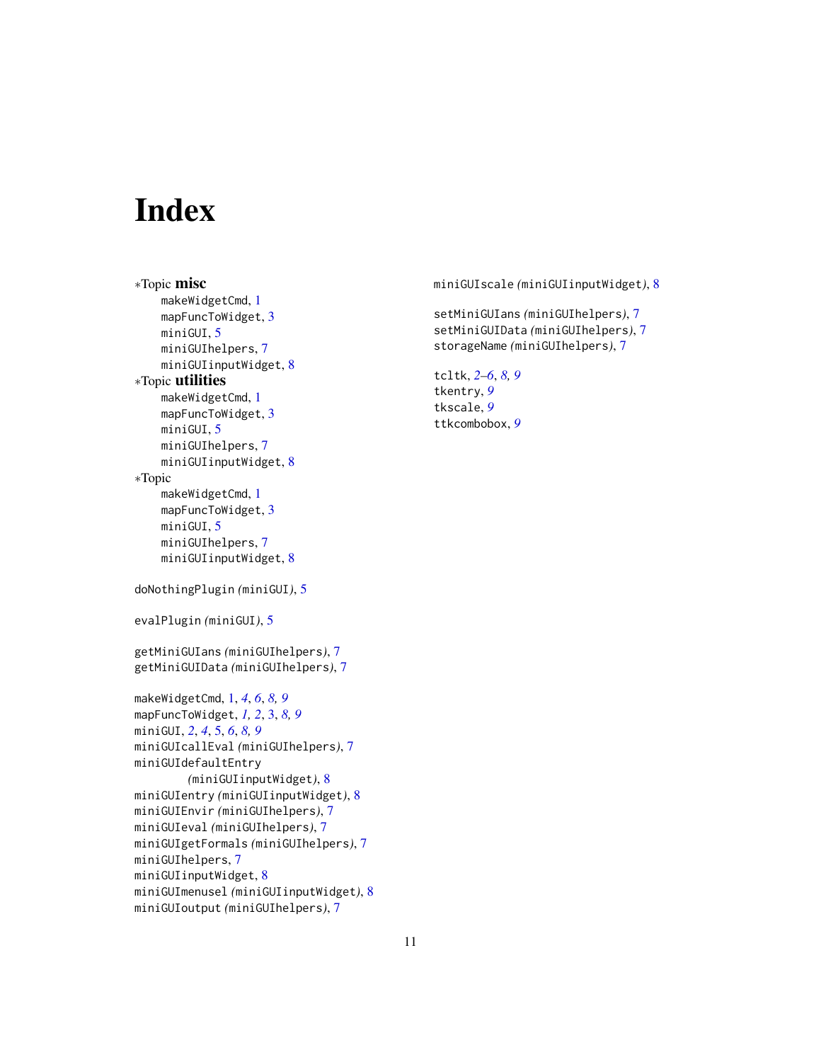# Index

*Topic **misc**
- makeWidgetCmd, 1
- mapFuncToWidget, 3
- miniGUI, 5
- miniGUIhelpers, 7
- miniGUIinputWidget, 8

*Topic **utilities**
- makeWidgetCmd, 1
- mapFuncToWidget, 3
- miniGUI, 5
- miniGUIhelpers, 7
- miniGUIinputWidget, 8

*Topic
- makeWidgetCmd, 1
- mapFuncToWidget, 3
- miniGUI, 5
- miniGUIhelpers, 7
- miniGUIinputWidget, 8

doNothingPlugin *(miniGUI)*, 5

evalPlugin *(miniGUI)*, 5

getMiniGUIans *(miniGUIhelpers)*, 7
getMiniGUIData *(miniGUIhelpers)*, 7

makeWidgetCmd, 1, *4*, *6*, *8, 9*
mapFuncToWidget, *1, 2*, 3, *8, 9*
miniGUI, *2*, *4*, 5, *6*, *8, 9*
miniGUIcallEval *(miniGUIhelpers)*, 7
miniGUIdefaultEntry *(miniGUIinputWidget)*, 8
miniGUIentry *(miniGUIinputWidget)*, 8
miniGUIEnvir *(miniGUIhelpers)*, 7
miniGUIeval *(miniGUIhelpers)*, 7
miniGUIgetFormals *(miniGUIhelpers)*, 7
miniGUIhelpers, 7
miniGUIinputWidget, 8
miniGUImenusel *(miniGUIinputWidget)*, 8
miniGUIoutput *(miniGUIhelpers)*, 7
miniGUIscale *(miniGUIinputWidget)*, 8

setMiniGUIans *(miniGUIhelpers)*, 7
setMiniGUIData *(miniGUIhelpers)*, 7
storageName *(miniGUIhelpers)*, 7

tcltk, *2–6*, *8, 9*
tkentry, *9*
tkscale, *9*
ttkcombobox, *9*